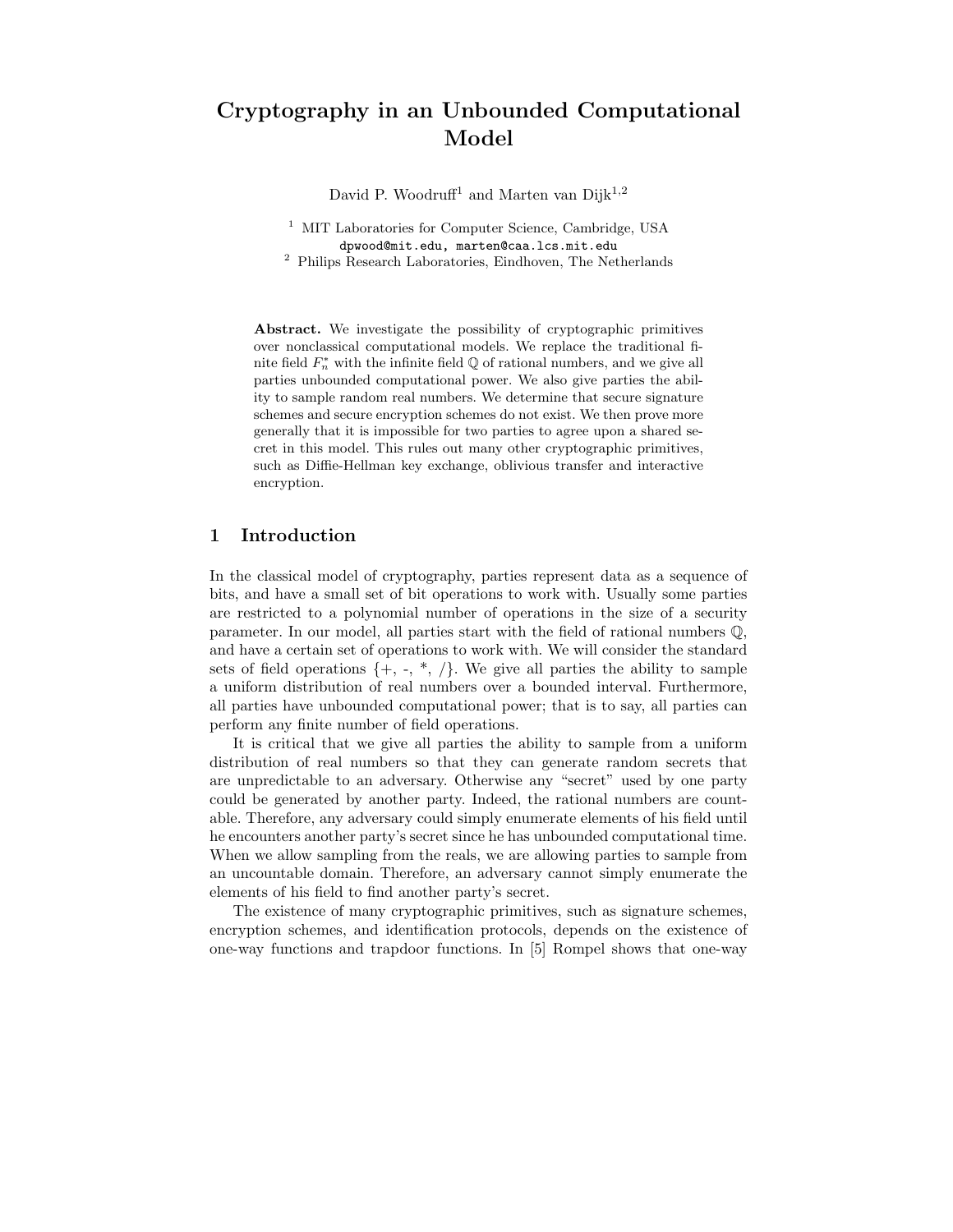# Cryptography in an Unbounded Computational Model

David P. Woodruff[1] and Marten van Dijk[1,2]

[1] MIT Laboratories for Computer Science, Cambridge, USA
dpwood@mit.edu, marten@caa.lcs.mit.edu

[2] Philips Research Laboratories, Eindhoven, The Netherlands

**Abstract.** We investigate the possibility of cryptographic primitives over nonclassical computational models. We replace the traditional finite field $F_n^*$ with the infinite field $\mathbb{Q}$ of rational numbers, and we give all parties unbounded computational power. We also give parties the ability to sample random real numbers. We determine that secure signature schemes and secure encryption schemes do not exist. We then prove more generally that it is impossible for two parties to agree upon a shared secret in this model. This rules out many other cryptographic primitives, such as Diffie-Hellman key exchange, oblivious transfer and interactive encryption.

## 1 Introduction

In the classical model of cryptography, parties represent data as a sequence of bits, and have a small set of bit operations to work with. Usually some parties are restricted to a polynomial number of operations in the size of a security parameter. In our model, all parties start with the field of rational numbers $\mathbb{Q}$, and have a certain set of operations to work with. We will consider the standard sets of field operations {+, -, *, /}. We give all parties the ability to sample a uniform distribution of real numbers over a bounded interval. Furthermore, all parties have unbounded computational power; that is to say, all parties can perform any finite number of field operations.

It is critical that we give all parties the ability to sample from a uniform distribution of real numbers so that they can generate random secrets that are unpredictable to an adversary. Otherwise any "secret" used by one party could be generated by another party. Indeed, the rational numbers are countable. Therefore, any adversary could simply enumerate elements of his field until he encounters another party's secret since he has unbounded computational time. When we allow sampling from the reals, we are allowing parties to sample from an uncountable domain. Therefore, an adversary cannot simply enumerate the elements of his field to find another party's secret.

The existence of many cryptographic primitives, such as signature schemes, encryption schemes, and identification protocols, depends on the existence of one-way functions and trapdoor functions. In [5] Rompel shows that one-way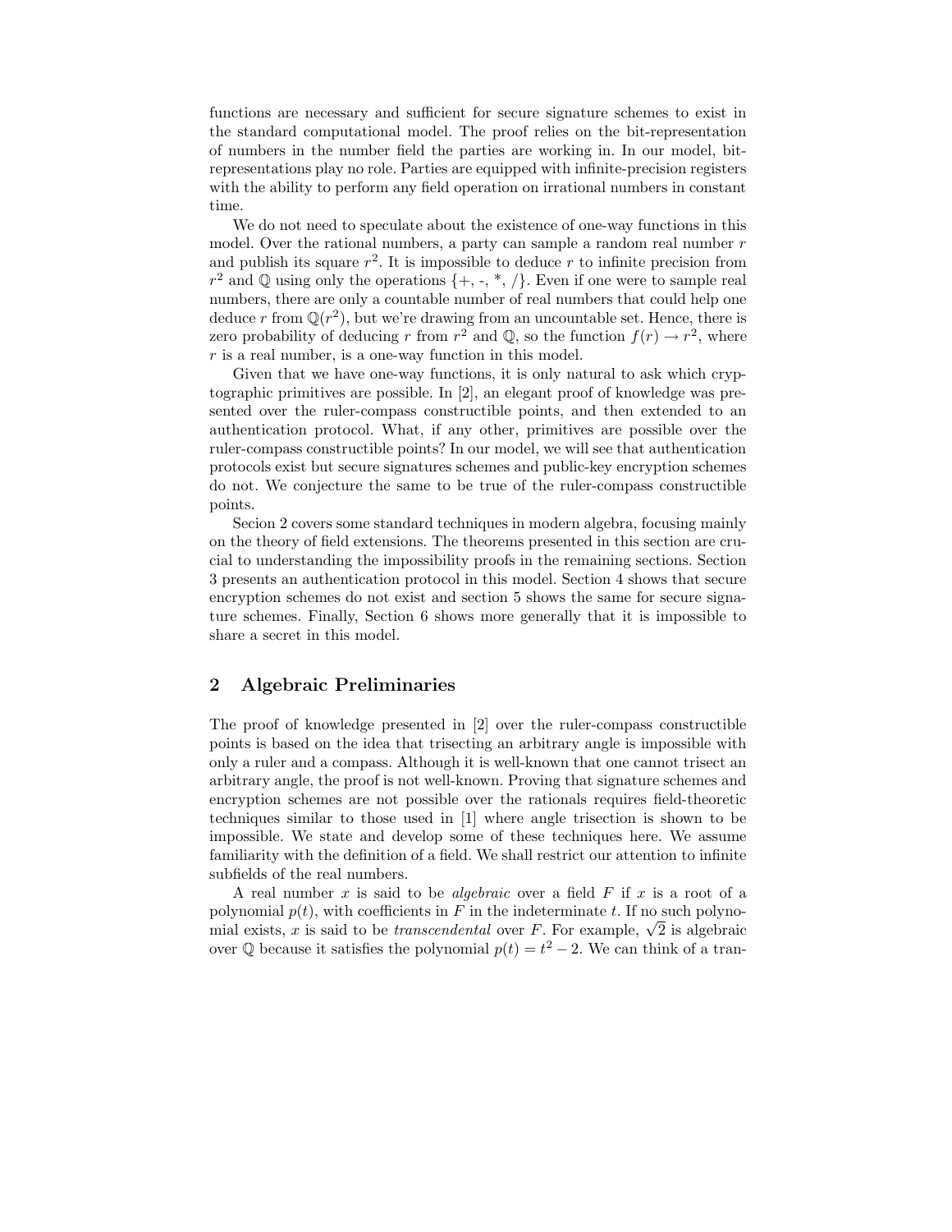functions are necessary and sufficient for secure signature schemes to exist in the standard computational model. The proof relies on the bit-representation of numbers in the number field the parties are working in. In our model, bit-representations play no role. Parties are equipped with infinite-precision registers with the ability to perform any field operation on irrational numbers in constant time.

We do not need to speculate about the existence of one-way functions in this model. Over the rational numbers, a party can sample a random real number $r$ and publish its square $r^2$. It is impossible to deduce $r$ to infinite precision from $r^2$ and $\mathbb{Q}$ using only the operations $\{+, -, *, /\}$. Even if one were to sample real numbers, there are only a countable number of real numbers that could help one deduce $r$ from $\mathbb{Q}(r^2)$, but we're drawing from an uncountable set. Hence, there is zero probability of deducing $r$ from $r^2$ and $\mathbb{Q}$, so the function $f(r) \rightarrow r^2$, where $r$ is a real number, is a one-way function in this model.

Given that we have one-way functions, it is only natural to ask which cryptographic primitives are possible. In [2], an elegant proof of knowledge was presented over the ruler-compass constructible points, and then extended to an authentication protocol. What, if any other, primitives are possible over the ruler-compass constructible points? In our model, we will see that authentication protocols exist but secure signatures schemes and public-key encryption schemes do not. We conjecture the same to be true of the ruler-compass constructible points.

Secion 2 covers some standard techniques in modern algebra, focusing mainly on the theory of field extensions. The theorems presented in this section are crucial to understanding the impossibility proofs in the remaining sections. Section 3 presents an authentication protocol in this model. Section 4 shows that secure encryption schemes do not exist and section 5 shows the same for secure signature schemes. Finally, Section 6 shows more generally that it is impossible to share a secret in this model.

## 2 Algebraic Preliminaries

The proof of knowledge presented in [2] over the ruler-compass constructible points is based on the idea that trisecting an arbitrary angle is impossible with only a ruler and a compass. Although it is well-known that one cannot trisect an arbitrary angle, the proof is not well-known. Proving that signature schemes and encryption schemes are not possible over the rationals requires field-theoretic techniques similar to those used in [1] where angle trisection is shown to be impossible. We state and develop some of these techniques here. We assume familiarity with the definition of a field. We shall restrict our attention to infinite subfields of the real numbers.

A real number $x$ is said to be *algebraic* over a field $F$ if $x$ is a root of a polynomial $p(t)$, with coefficients in $F$ in the indeterminate $t$. If no such polynomial exists, $x$ is said to be *transcendental* over $F$. For example, $\sqrt{2}$ is algebraic over $\mathbb{Q}$ because it satisfies the polynomial $p(t) = t^2 - 2$. We can think of a tran-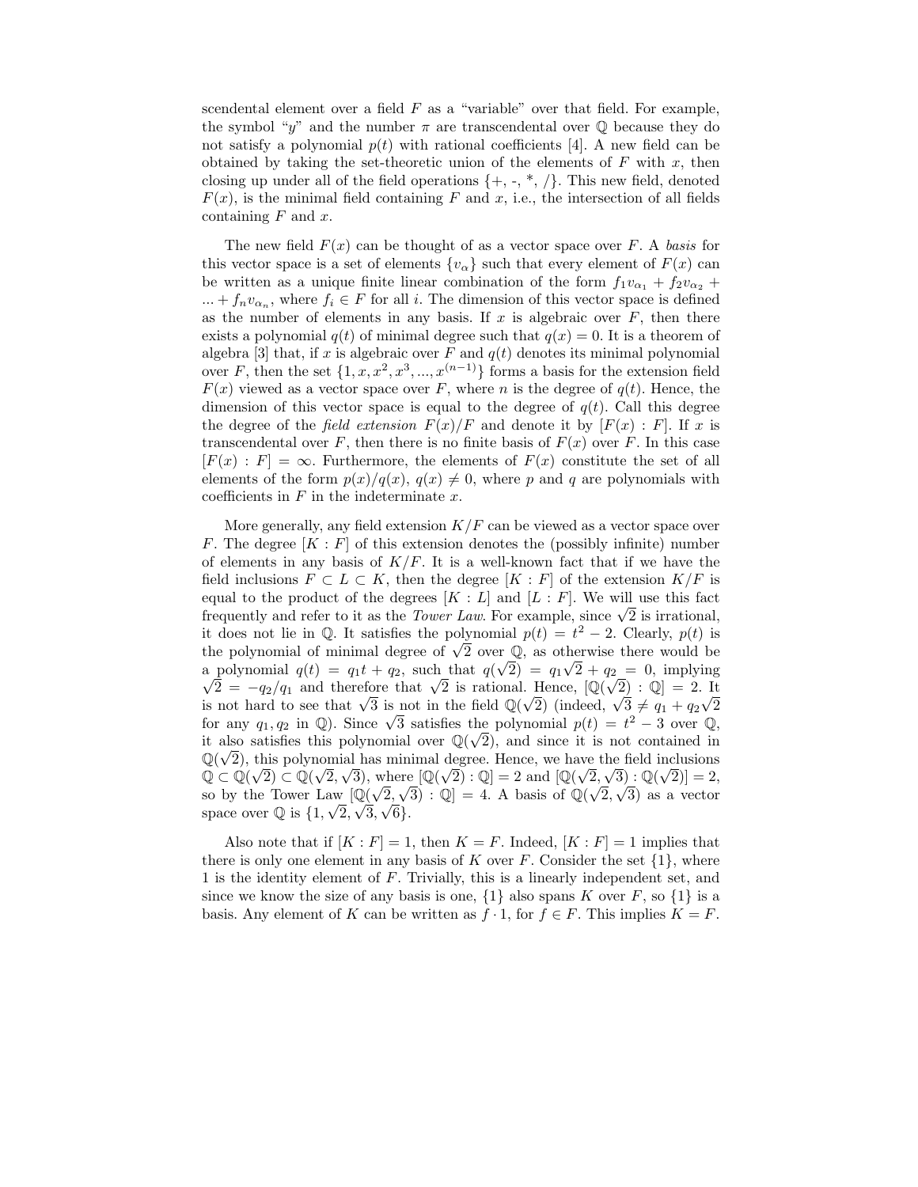scendental element over a field $F$ as a "variable" over that field. For example, the symbol "$y$" and the number $\pi$ are transcendental over $\mathbb{Q}$ because they do not satisfy a polynomial $p(t)$ with rational coefficients [4]. A new field can be obtained by taking the set-theoretic union of the elements of $F$ with $x$, then closing up under all of the field operations {+, -, *, /}. This new field, denoted $F(x)$, is the minimal field containing $F$ and $x$, i.e., the intersection of all fields containing $F$ and $x$.

The new field $F(x)$ can be thought of as a vector space over $F$. A *basis* for this vector space is a set of elements $\{v_\alpha\}$ such that every element of $F(x)$ can be written as a unique finite linear combination of the form $f_1 v_{\alpha_1} + f_2 v_{\alpha_2} + ... + f_n v_{\alpha_n}$, where $f_i \in F$ for all $i$. The dimension of this vector space is defined as the number of elements in any basis. If $x$ is algebraic over $F$, then there exists a polynomial $q(t)$ of minimal degree such that $q(x) = 0$. It is a theorem of algebra [3] that, if $x$ is algebraic over $F$ and $q(t)$ denotes its minimal polynomial over $F$, then the set $\{1, x, x^2, x^3, ..., x^{(n-1)}\}$ forms a basis for the extension field $F(x)$ viewed as a vector space over $F$, where $n$ is the degree of $q(t)$. Hence, the dimension of this vector space is equal to the degree of $q(t)$. Call this degree the degree of the *field extension* $F(x)/F$ and denote it by $[F(x) : F]$. If $x$ is transcendental over $F$, then there is no finite basis of $F(x)$ over $F$. In this case $[F(x) : F] = \infty$. Furthermore, the elements of $F(x)$ constitute the set of all elements of the form $p(x)/q(x)$, $q(x) \neq 0$, where $p$ and $q$ are polynomials with coefficients in $F$ in the indeterminate $x$.

More generally, any field extension $K/F$ can be viewed as a vector space over $F$. The degree $[K : F]$ of this extension denotes the (possibly infinite) number of elements in any basis of $K/F$. It is a well-known fact that if we have the field inclusions $F \subset L \subset K$, then the degree $[K : F]$ of the extension $K/F$ is equal to the product of the degrees $[K : L]$ and $[L : F]$. We will use this fact frequently and refer to it as the *Tower Law*. For example, since $\sqrt{2}$ is irrational, it does not lie in $\mathbb{Q}$. It satisfies the polynomial $p(t) = t^2 - 2$. Clearly, $p(t)$ is the polynomial of minimal degree of $\sqrt{2}$ over $\mathbb{Q}$, as otherwise there would be a polynomial $q(t) = q_1 t + q_2$, such that $q(\sqrt{2}) = q_1\sqrt{2} + q_2 = 0$, implying $\sqrt{2} = -q_2/q_1$ and therefore that $\sqrt{2}$ is rational. Hence, $[\mathbb{Q}(\sqrt{2}) : \mathbb{Q}] = 2$. It is not hard to see that $\sqrt{3}$ is not in the field $\mathbb{Q}(\sqrt{2})$ (indeed, $\sqrt{3} \neq q_1 + q_2\sqrt{2}$ for any $q_1, q_2$ in $\mathbb{Q}$). Since $\sqrt{3}$ satisfies the polynomial $p(t) = t^2 - 3$ over $\mathbb{Q}$, it also satisfies this polynomial over $\mathbb{Q}(\sqrt{2})$, and since it is not contained in $\mathbb{Q}(\sqrt{2})$, this polynomial has minimal degree. Hence, we have the field inclusions $\mathbb{Q} \subset \mathbb{Q}(\sqrt{2}) \subset \mathbb{Q}(\sqrt{2}, \sqrt{3})$, where $[\mathbb{Q}(\sqrt{2}) : \mathbb{Q}] = 2$ and $[\mathbb{Q}(\sqrt{2}, \sqrt{3}) : \mathbb{Q}(\sqrt{2})] = 2$, so by the Tower Law $[\mathbb{Q}(\sqrt{2}, \sqrt{3}) : \mathbb{Q}] = 4$. A basis of $\mathbb{Q}(\sqrt{2}, \sqrt{3})$ as a vector space over $\mathbb{Q}$ is $\{1, \sqrt{2}, \sqrt{3}, \sqrt{6}\}$.

Also note that if $[K : F] = 1$, then $K = F$. Indeed, $[K : F] = 1$ implies that there is only one element in any basis of $K$ over $F$. Consider the set $\{1\}$, where 1 is the identity element of $F$. Trivially, this is a linearly independent set, and since we know the size of any basis is one, $\{1\}$ also spans $K$ over $F$, so $\{1\}$ is a basis. Any element of $K$ can be written as $f \cdot 1$, for $f \in F$. This implies $K = F$.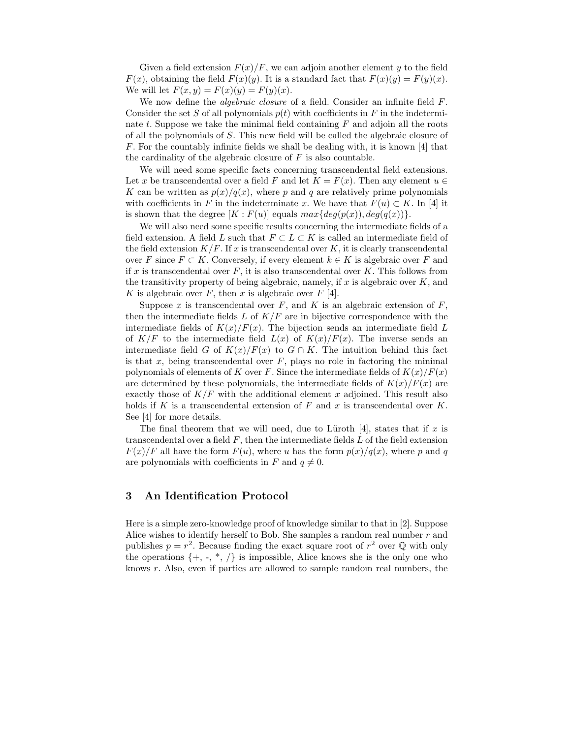Given a field extension $F(x)/F$, we can adjoin another element $y$ to the field $F(x)$, obtaining the field $F(x)(y)$. It is a standard fact that $F(x)(y) = F(y)(x)$. We will let $F(x, y) = F(x)(y) = F(y)(x)$.

We now define the *algebraic closure* of a field. Consider an infinite field $F$. Consider the set $S$ of all polynomials $p(t)$ with coefficients in $F$ in the indeterminate $t$. Suppose we take the minimal field containing $F$ and adjoin all the roots of all the polynomials of $S$. This new field will be called the algebraic closure of $F$. For the countably infinite fields we shall be dealing with, it is known [4] that the cardinality of the algebraic closure of $F$ is also countable.

We will need some specific facts concerning transcendental field extensions. Let $x$ be transcendental over a field $F$ and let $K = F(x)$. Then any element $u \in K$ can be written as $p(x)/q(x)$, where $p$ and $q$ are relatively prime polynomials with coefficients in $F$ in the indeterminate $x$. We have that $F(u) \subset K$. In [4] it is shown that the degree $[K : F(u)]$ equals $max\{deg(p(x)), deg(q(x))\}$.

We will also need some specific results concerning the intermediate fields of a field extension. A field $L$ such that $F \subset L \subset K$ is called an intermediate field of the field extension $K/F$. If $x$ is transcendental over $K$, it is clearly transcendental over $F$ since $F \subset K$. Conversely, if every element $k \in K$ is algebraic over $F$ and if $x$ is transcendental over $F$, it is also transcendental over $K$. This follows from the transitivity property of being algebraic, namely, if $x$ is algebraic over $K$, and $K$ is algebraic over $F$, then $x$ is algebraic over $F$ [4].

Suppose $x$ is transcendental over $F$, and $K$ is an algebraic extension of $F$, then the intermediate fields $L$ of $K/F$ are in bijective correspondence with the intermediate fields of $K(x)/F(x)$. The bijection sends an intermediate field $L$ of $K/F$ to the intermediate field $L(x)$ of $K(x)/F(x)$. The inverse sends an intermediate field $G$ of $K(x)/F(x)$ to $G \cap K$. The intuition behind this fact is that $x$, being transcendental over $F$, plays no role in factoring the minimal polynomials of elements of $K$ over $F$. Since the intermediate fields of $K(x)/F(x)$ are determined by these polynomials, the intermediate fields of $K(x)/F(x)$ are exactly those of $K/F$ with the additional element $x$ adjoined. This result also holds if $K$ is a transcendental extension of $F$ and $x$ is transcendental over $K$. See [4] for more details.

The final theorem that we will need, due to Lüroth [4], states that if $x$ is transcendental over a field $F$, then the intermediate fields $L$ of the field extension $F(x)/F$ all have the form $F(u)$, where $u$ has the form $p(x)/q(x)$, where $p$ and $q$ are polynomials with coefficients in $F$ and $q \neq 0$.

## 3 An Identification Protocol

Here is a simple zero-knowledge proof of knowledge similar to that in [2]. Suppose Alice wishes to identify herself to Bob. She samples a random real number $r$ and publishes $p = r^2$. Because finding the exact square root of $r^2$ over $\mathbb{Q}$ with only the operations {+, -, *, /} is impossible, Alice knows she is the only one who knows $r$. Also, even if parties are allowed to sample random real numbers, the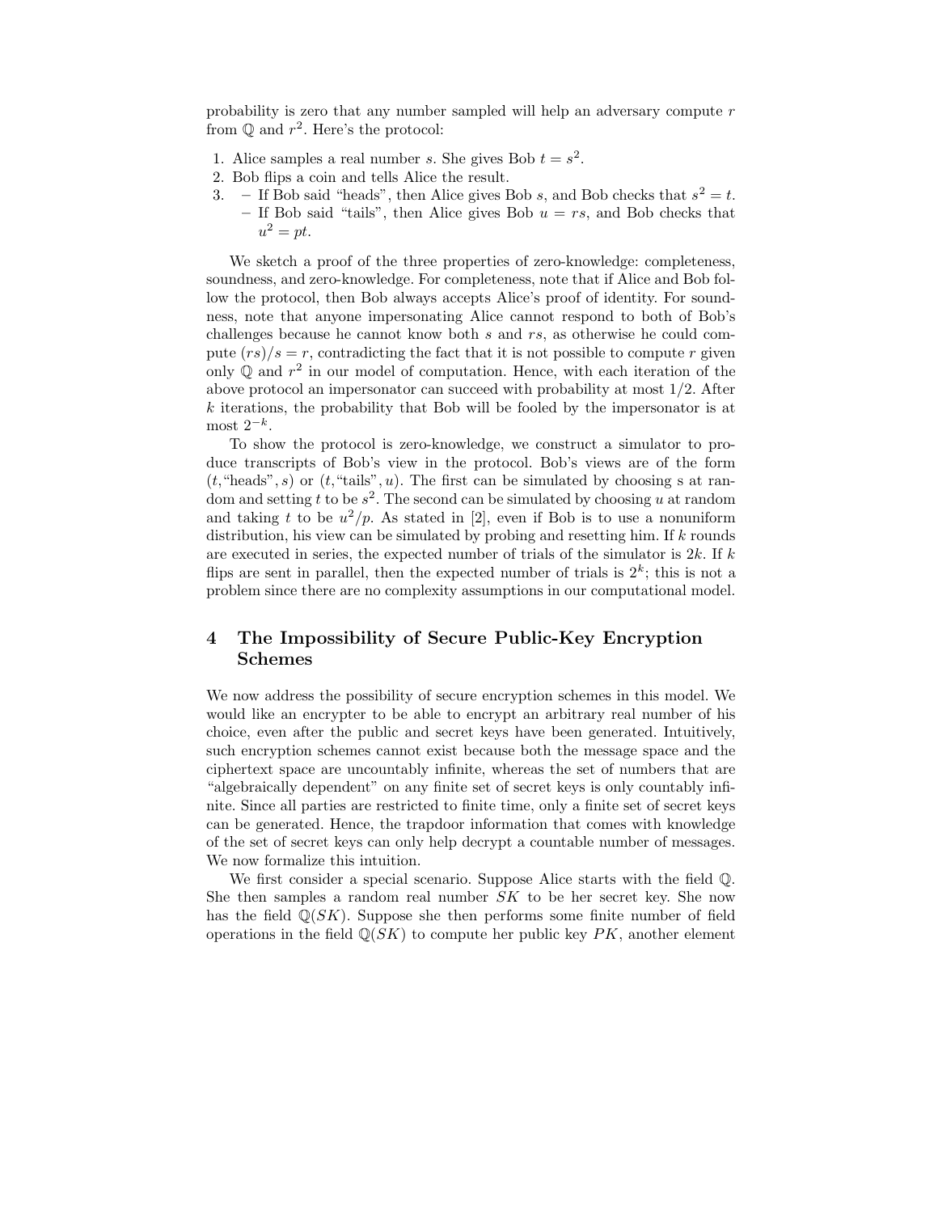probability is zero that any number sampled will help an adversary compute $r$ from $\mathbb{Q}$ and $r^2$. Here's the protocol:

1. Alice samples a real number $s$. She gives Bob $t = s^2$.
2. Bob flips a coin and tells Alice the result.
3. – If Bob said "heads", then Alice gives Bob $s$, and Bob checks that $s^2 = t$.
   – If Bob said "tails", then Alice gives Bob $u = rs$, and Bob checks that $u^2 = pt$.

We sketch a proof of the three properties of zero-knowledge: completeness, soundness, and zero-knowledge. For completeness, note that if Alice and Bob follow the protocol, then Bob always accepts Alice's proof of identity. For soundness, note that anyone impersonating Alice cannot respond to both of Bob's challenges because he cannot know both $s$ and $rs$, as otherwise he could compute $(rs)/s = r$, contradicting the fact that it is not possible to compute $r$ given only $\mathbb{Q}$ and $r^2$ in our model of computation. Hence, with each iteration of the above protocol an impersonator can succeed with probability at most $1/2$. After $k$ iterations, the probability that Bob will be fooled by the impersonator is at most $2^{-k}$.

To show the protocol is zero-knowledge, we construct a simulator to produce transcripts of Bob's view in the protocol. Bob's views are of the form $(t, \text{"heads"}, s)$ or $(t, \text{"tails"}, u)$. The first can be simulated by choosing s at random and setting $t$ to be $s^2$. The second can be simulated by choosing $u$ at random and taking $t$ to be $u^2/p$. As stated in [2], even if Bob is to use a nonuniform distribution, his view can be simulated by probing and resetting him. If $k$ rounds are executed in series, the expected number of trials of the simulator is $2k$. If $k$ flips are sent in parallel, then the expected number of trials is $2^k$; this is not a problem since there are no complexity assumptions in our computational model.

## 4 The Impossibility of Secure Public-Key Encryption Schemes

We now address the possibility of secure encryption schemes in this model. We would like an encrypter to be able to encrypt an arbitrary real number of his choice, even after the public and secret keys have been generated. Intuitively, such encryption schemes cannot exist because both the message space and the ciphertext space are uncountably infinite, whereas the set of numbers that are "algebraically dependent" on any finite set of secret keys is only countably infinite. Since all parties are restricted to finite time, only a finite set of secret keys can be generated. Hence, the trapdoor information that comes with knowledge of the set of secret keys can only help decrypt a countable number of messages. We now formalize this intuition.

We first consider a special scenario. Suppose Alice starts with the field $\mathbb{Q}$. She then samples a random real number $SK$ to be her secret key. She now has the field $\mathbb{Q}(SK)$. Suppose she then performs some finite number of field operations in the field $\mathbb{Q}(SK)$ to compute her public key $PK$, another element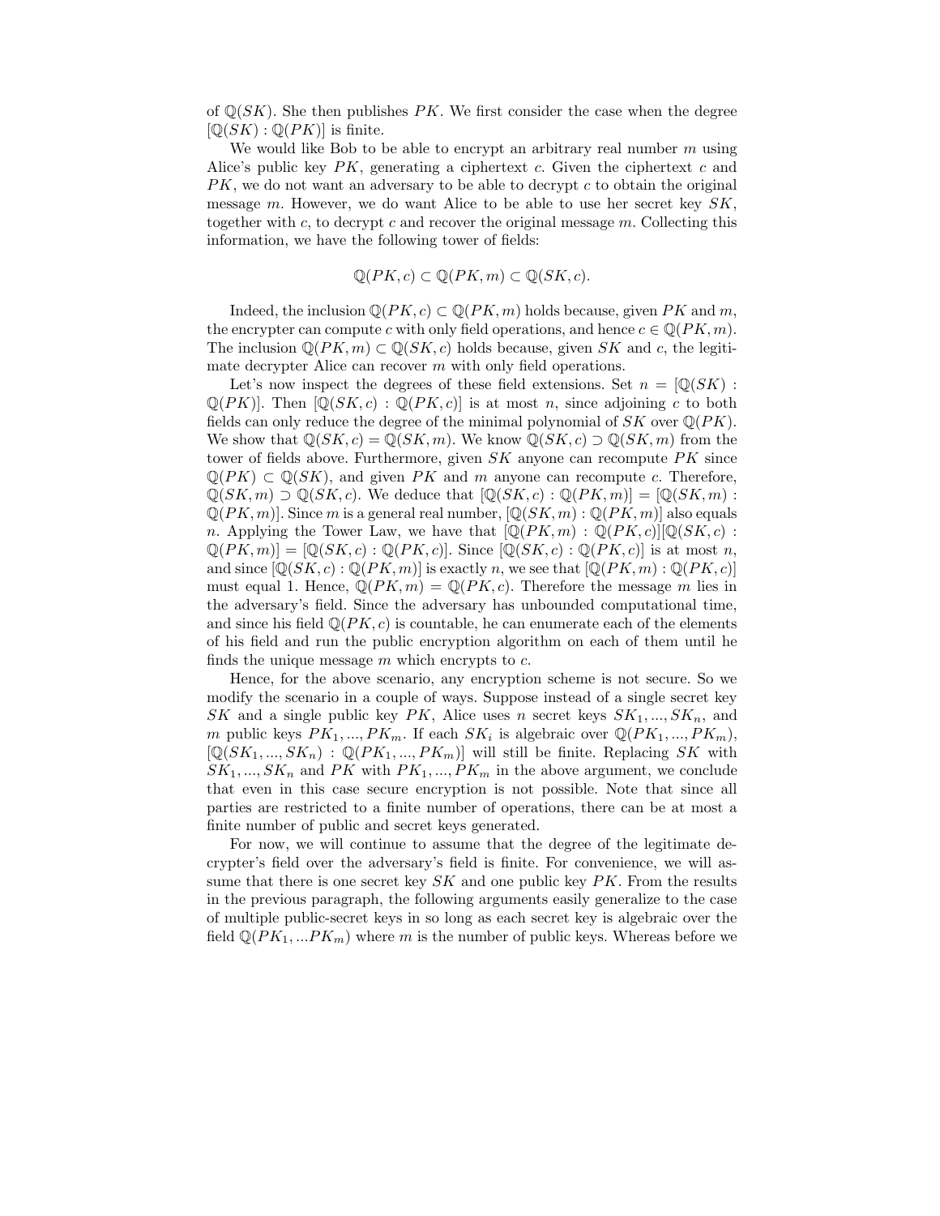of $\mathbb{Q}(SK)$. She then publishes $PK$. We first consider the case when the degree $[\mathbb{Q}(SK) : \mathbb{Q}(PK)]$ is finite.

We would like Bob to be able to encrypt an arbitrary real number $m$ using Alice's public key $PK$, generating a ciphertext $c$. Given the ciphertext $c$ and $PK$, we do not want an adversary to be able to decrypt $c$ to obtain the original message $m$. However, we do want Alice to be able to use her secret key $SK$, together with $c$, to decrypt $c$ and recover the original message $m$. Collecting this information, we have the following tower of fields:

$$\mathbb{Q}(PK, c) \subset \mathbb{Q}(PK, m) \subset \mathbb{Q}(SK, c).$$

Indeed, the inclusion $\mathbb{Q}(PK, c) \subset \mathbb{Q}(PK, m)$ holds because, given $PK$ and $m$, the encrypter can compute $c$ with only field operations, and hence $c \in \mathbb{Q}(PK, m)$. The inclusion $\mathbb{Q}(PK, m) \subset \mathbb{Q}(SK, c)$ holds because, given $SK$ and $c$, the legitimate decrypter Alice can recover $m$ with only field operations.

Let's now inspect the degrees of these field extensions. Set $n = [\mathbb{Q}(SK) : \mathbb{Q}(PK)]$. Then $[\mathbb{Q}(SK, c) : \mathbb{Q}(PK, c)]$ is at most $n$, since adjoining $c$ to both fields can only reduce the degree of the minimal polynomial of $SK$ over $\mathbb{Q}(PK)$. We show that $\mathbb{Q}(SK, c) = \mathbb{Q}(SK, m)$. We know $\mathbb{Q}(SK, c) \supset \mathbb{Q}(SK, m)$ from the tower of fields above. Furthermore, given $SK$ anyone can recompute $PK$ since $\mathbb{Q}(PK) \subset \mathbb{Q}(SK)$, and given $PK$ and $m$ anyone can recompute $c$. Therefore, $\mathbb{Q}(SK, m) \supset \mathbb{Q}(SK, c)$. We deduce that $[\mathbb{Q}(SK, c) : \mathbb{Q}(PK, m)] = [\mathbb{Q}(SK, m) : \mathbb{Q}(PK, m)]$. Since $m$ is a general real number, $[\mathbb{Q}(SK, m) : \mathbb{Q}(PK, m)]$ also equals $n$. Applying the Tower Law, we have that $[\mathbb{Q}(PK, m) : \mathbb{Q}(PK, c)][\mathbb{Q}(SK, c) : \mathbb{Q}(PK, m)] = [\mathbb{Q}(SK, c) : \mathbb{Q}(PK, c)]$. Since $[\mathbb{Q}(SK, c) : \mathbb{Q}(PK, c)]$ is at most $n$, and since $[\mathbb{Q}(SK, c) : \mathbb{Q}(PK, m)]$ is exactly $n$, we see that $[\mathbb{Q}(PK, m) : \mathbb{Q}(PK, c)]$ must equal 1. Hence, $\mathbb{Q}(PK, m) = \mathbb{Q}(PK, c)$. Therefore the message $m$ lies in the adversary's field. Since the adversary has unbounded computational time, and since his field $\mathbb{Q}(PK, c)$ is countable, he can enumerate each of the elements of his field and run the public encryption algorithm on each of them until he finds the unique message $m$ which encrypts to $c$.

Hence, for the above scenario, any encryption scheme is not secure. So we modify the scenario in a couple of ways. Suppose instead of a single secret key $SK$ and a single public key $PK$, Alice uses $n$ secret keys $SK_1, ..., SK_n$, and $m$ public keys $PK_1, ..., PK_m$. If each $SK_i$ is algebraic over $\mathbb{Q}(PK_1, ..., PK_m)$, $[\mathbb{Q}(SK_1, ..., SK_n) : \mathbb{Q}(PK_1, ..., PK_m)]$ will still be finite. Replacing $SK$ with $SK_1, ..., SK_n$ and $PK$ with $PK_1, ..., PK_m$ in the above argument, we conclude that even in this case secure encryption is not possible. Note that since all parties are restricted to a finite number of operations, there can be at most a finite number of public and secret keys generated.

For now, we will continue to assume that the degree of the legitimate decrypter's field over the adversary's field is finite. For convenience, we will assume that there is one secret key $SK$ and one public key $PK$. From the results in the previous paragraph, the following arguments easily generalize to the case of multiple public-secret keys in so long as each secret key is algebraic over the field $\mathbb{Q}(PK_1, ...PK_m)$ where $m$ is the number of public keys. Whereas before we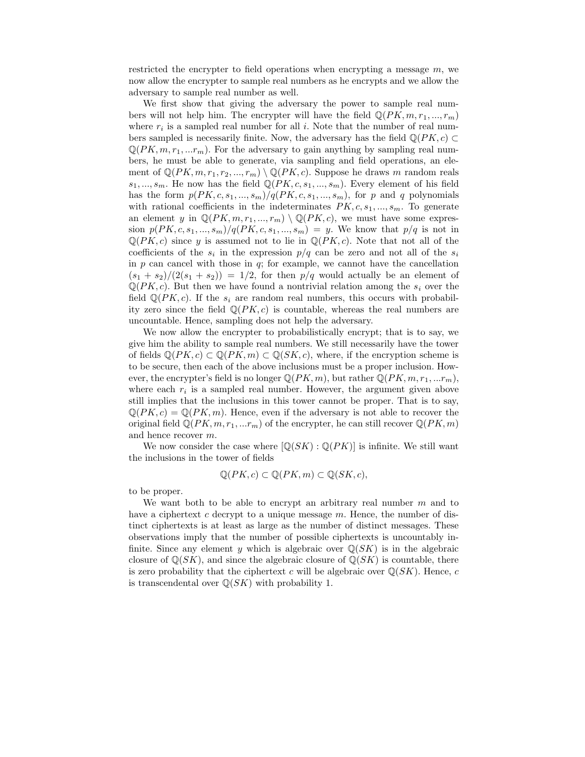restricted the encrypter to field operations when encrypting a message $m$, we now allow the encrypter to sample real numbers as he encrypts and we allow the adversary to sample real number as well.

We first show that giving the adversary the power to sample real numbers will not help him. The encrypter will have the field $\mathbb{Q}(PK, m, r_1, ..., r_m)$ where $r_i$ is a sampled real number for all $i$. Note that the number of real numbers sampled is necessarily finite. Now, the adversary has the field $\mathbb{Q}(PK, c) \subset \mathbb{Q}(PK, m, r_1, ...r_m)$. For the adversary to gain anything by sampling real numbers, he must be able to generate, via sampling and field operations, an element of $\mathbb{Q}(PK, m, r_1, r_2, ..., r_m) \setminus \mathbb{Q}(PK, c)$. Suppose he draws $m$ random reals $s_1, ..., s_m$. He now has the field $\mathbb{Q}(PK, c, s_1, ..., s_m)$. Every element of his field has the form $p(PK, c, s_1, ..., s_m)/q(PK, c, s_1, ..., s_m)$, for $p$ and $q$ polynomials with rational coefficients in the indeterminates $PK, c, s_1, ..., s_m$. To generate an element $y$ in $\mathbb{Q}(PK, m, r_1, ..., r_m) \setminus \mathbb{Q}(PK, c)$, we must have some expression $p(PK, c, s_1, ..., s_m)/q(PK, c, s_1, ..., s_m) = y$. We know that $p/q$ is not in $\mathbb{Q}(PK, c)$ since $y$ is assumed not to lie in $\mathbb{Q}(PK, c)$. Note that not all of the coefficients of the $s_i$ in the expression $p/q$ can be zero and not all of the $s_i$ in $p$ can cancel with those in $q$; for example, we cannot have the cancellation $(s_1 + s_2)/(2(s_1 + s_2)) = 1/2$, for then $p/q$ would actually be an element of $\mathbb{Q}(PK, c)$. But then we have found a nontrivial relation among the $s_i$ over the field $\mathbb{Q}(PK, c)$. If the $s_i$ are random real numbers, this occurs with probability zero since the field $\mathbb{Q}(PK, c)$ is countable, whereas the real numbers are uncountable. Hence, sampling does not help the adversary.

We now allow the encrypter to probabilistically encrypt; that is to say, we give him the ability to sample real numbers. We still necessarily have the tower of fields $\mathbb{Q}(PK, c) \subset \mathbb{Q}(PK, m) \subset \mathbb{Q}(SK, c)$, where, if the encryption scheme is to be secure, then each of the above inclusions must be a proper inclusion. However, the encrypter's field is no longer $\mathbb{Q}(PK, m)$, but rather $\mathbb{Q}(PK, m, r_1, ...r_m)$, where each $r_i$ is a sampled real number. However, the argument given above still implies that the inclusions in this tower cannot be proper. That is to say, $\mathbb{Q}(PK, c) = \mathbb{Q}(PK, m)$. Hence, even if the adversary is not able to recover the original field $\mathbb{Q}(PK, m, r_1, ...r_m)$ of the encrypter, he can still recover $\mathbb{Q}(PK, m)$ and hence recover $m$.

We now consider the case where $[\mathbb{Q}(SK) : \mathbb{Q}(PK)]$ is infinite. We still want the inclusions in the tower of fields

$$\mathbb{Q}(PK, c) \subset \mathbb{Q}(PK, m) \subset \mathbb{Q}(SK, c),$$

to be proper.

We want both to be able to encrypt an arbitrary real number $m$ and to have a ciphertext $c$ decrypt to a unique message $m$. Hence, the number of distinct ciphertexts is at least as large as the number of distinct messages. These observations imply that the number of possible ciphertexts is uncountably infinite. Since any element $y$ which is algebraic over $\mathbb{Q}(SK)$ is in the algebraic closure of $\mathbb{Q}(SK)$, and since the algebraic closure of $\mathbb{Q}(SK)$ is countable, there is zero probability that the ciphertext $c$ will be algebraic over $\mathbb{Q}(SK)$. Hence, $c$ is transcendental over $\mathbb{Q}(SK)$ with probability 1.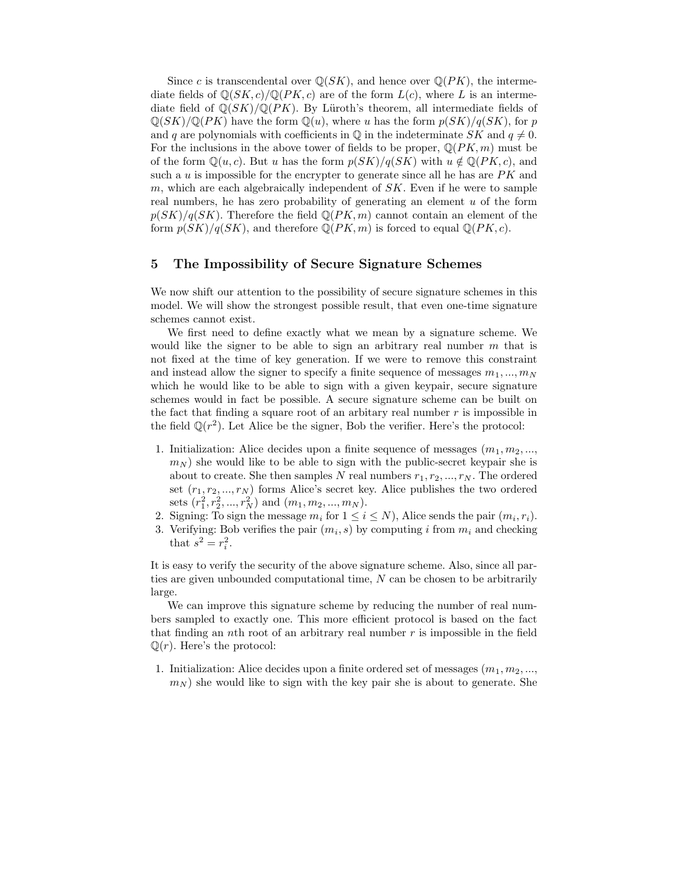Since $c$ is transcendental over $\mathbb{Q}(SK)$, and hence over $\mathbb{Q}(PK)$, the intermediate fields of $\mathbb{Q}(SK, c)/\mathbb{Q}(PK, c)$ are of the form $L(c)$, where $L$ is an intermediate field of $\mathbb{Q}(SK)/\mathbb{Q}(PK)$. By Lüroth's theorem, all intermediate fields of $\mathbb{Q}(SK)/\mathbb{Q}(PK)$ have the form $\mathbb{Q}(u)$, where $u$ has the form $p(SK)/q(SK)$, for $p$ and $q$ are polynomials with coefficients in $\mathbb{Q}$ in the indeterminate $SK$ and $q \neq 0$. For the inclusions in the above tower of fields to be proper, $\mathbb{Q}(PK, m)$ must be of the form $\mathbb{Q}(u, c)$. But $u$ has the form $p(SK)/q(SK)$ with $u \notin \mathbb{Q}(PK, c)$, and such a $u$ is impossible for the encrypter to generate since all he has are $PK$ and $m$, which are each algebraically independent of $SK$. Even if he were to sample real numbers, he has zero probability of generating an element $u$ of the form $p(SK)/q(SK)$. Therefore the field $\mathbb{Q}(PK, m)$ cannot contain an element of the form $p(SK)/q(SK)$, and therefore $\mathbb{Q}(PK, m)$ is forced to equal $\mathbb{Q}(PK, c)$.

## 5 The Impossibility of Secure Signature Schemes

We now shift our attention to the possibility of secure signature schemes in this model. We will show the strongest possible result, that even one-time signature schemes cannot exist.

We first need to define exactly what we mean by a signature scheme. We would like the signer to be able to sign an arbitrary real number $m$ that is not fixed at the time of key generation. If we were to remove this constraint and instead allow the signer to specify a finite sequence of messages $m_1, ..., m_N$ which he would like to be able to sign with a given keypair, secure signature schemes would in fact be possible. A secure signature scheme can be built on the fact that finding a square root of an arbitary real number $r$ is impossible in the field $\mathbb{Q}(r^2)$. Let Alice be the signer, Bob the verifier. Here's the protocol:

1. Initialization: Alice decides upon a finite sequence of messages $(m_1, m_2, ..., m_N)$ she would like to be able to sign with the public-secret keypair she is about to create. She then samples $N$ real numbers $r_1, r_2, ..., r_N$. The ordered set $(r_1, r_2, ..., r_N)$ forms Alice's secret key. Alice publishes the two ordered sets $(r_1^2, r_2^2, ..., r_N^2)$ and $(m_1, m_2, ..., m_N)$.
2. Signing: To sign the message $m_i$ for $1 \leq i \leq N$), Alice sends the pair $(m_i, r_i)$.
3. Verifying: Bob verifies the pair $(m_i, s)$ by computing $i$ from $m_i$ and checking that $s^2 = r_i^2$.

It is easy to verify the security of the above signature scheme. Also, since all parties are given unbounded computational time, $N$ can be chosen to be arbitrarily large.

We can improve this signature scheme by reducing the number of real numbers sampled to exactly one. This more efficient protocol is based on the fact that finding an $n$th root of an arbitrary real number $r$ is impossible in the field $\mathbb{Q}(r)$. Here's the protocol:

1. Initialization: Alice decides upon a finite ordered set of messages $(m_1, m_2, ..., m_N)$ she would like to sign with the key pair she is about to generate. She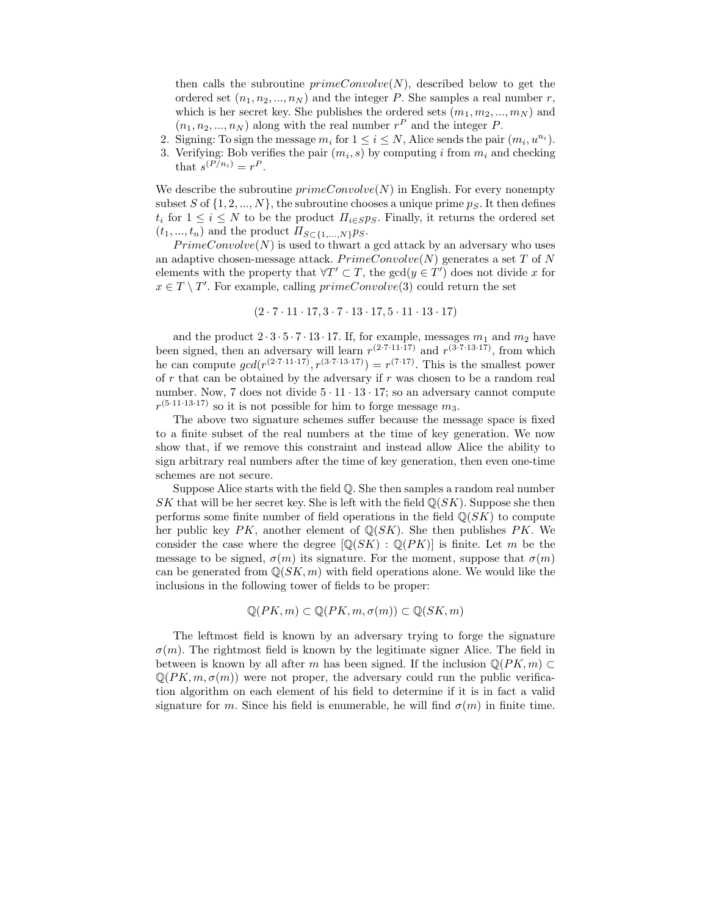then calls the subroutine $primeConvolve(N)$, described below to get the ordered set $(n_1, n_2, ..., n_N)$ and the integer $P$. She samples a real number $r$, which is her secret key. She publishes the ordered sets $(m_1, m_2, ..., m_N)$ and $(n_1, n_2, ..., n_N)$ along with the real number $r^P$ and the integer $P$.

2. Signing: To sign the message $m_i$ for $1 \leq i \leq N$, Alice sends the pair $(m_i, u^{n_i})$.
3. Verifying: Bob verifies the pair $(m_i, s)$ by computing $i$ from $m_i$ and checking that $s^{(P/n_i)} = r^P$.

We describe the subroutine $primeConvolve(N)$ in English. For every nonempty subset $S$ of $\{1, 2, ..., N\}$, the subroutine chooses a unique prime $p_S$. It then defines $t_i$ for $1 \leq i \leq N$ to be the product $\Pi_{i \in S} p_S$. Finally, it returns the ordered set $(t_1, ..., t_n)$ and the product $\Pi_{S \subset \{1,...,N\}} p_S$.

$PrimeConvolve(N)$ is used to thwart a gcd attack by an adversary who uses an adaptive chosen-message attack. $PrimeConvolve(N)$ generates a set $T$ of $N$ elements with the property that $\forall T' \subset T$, the $\gcd(y \in T')$ does not divide $x$ for $x \in T \setminus T'$. For example, calling $primeConvolve(3)$ could return the set

$$(2 \cdot 7 \cdot 11 \cdot 17, 3 \cdot 7 \cdot 13 \cdot 17, 5 \cdot 11 \cdot 13 \cdot 17)$$

and the product $2 \cdot 3 \cdot 5 \cdot 7 \cdot 13 \cdot 17$. If, for example, messages $m_1$ and $m_2$ have been signed, then an adversary will learn $r^{(2 \cdot 7 \cdot 11 \cdot 17)}$ and $r^{(3 \cdot 7 \cdot 13 \cdot 17)}$, from which he can compute $gcd(r^{(2 \cdot 7 \cdot 11 \cdot 17)}, r^{(3 \cdot 7 \cdot 13 \cdot 17)}) = r^{(7 \cdot 17)}$. This is the smallest power of $r$ that can be obtained by the adversary if $r$ was chosen to be a random real number. Now, 7 does not divide $5 \cdot 11 \cdot 13 \cdot 17$; so an adversary cannot compute $r^{(5 \cdot 11 \cdot 13 \cdot 17)}$ so it is not possible for him to forge message $m_3$.

The above two signature schemes suffer because the message space is fixed to a finite subset of the real numbers at the time of key generation. We now show that, if we remove this constraint and instead allow Alice the ability to sign arbitrary real numbers after the time of key generation, then even one-time schemes are not secure.

Suppose Alice starts with the field $\mathbb{Q}$. She then samples a random real number $SK$ that will be her secret key. She is left with the field $\mathbb{Q}(SK)$. Suppose she then performs some finite number of field operations in the field $\mathbb{Q}(SK)$ to compute her public key $PK$, another element of $\mathbb{Q}(SK)$. She then publishes $PK$. We consider the case where the degree $[\mathbb{Q}(SK) : \mathbb{Q}(PK)]$ is finite. Let $m$ be the message to be signed, $\sigma(m)$ its signature. For the moment, suppose that $\sigma(m)$ can be generated from $\mathbb{Q}(SK, m)$ with field operations alone. We would like the inclusions in the following tower of fields to be proper:

$$\mathbb{Q}(PK, m) \subset \mathbb{Q}(PK, m, \sigma(m)) \subset \mathbb{Q}(SK, m)$$

The leftmost field is known by an adversary trying to forge the signature $\sigma(m)$. The rightmost field is known by the legitimate signer Alice. The field in between is known by all after $m$ has been signed. If the inclusion $\mathbb{Q}(PK, m) \subset \mathbb{Q}(PK, m, \sigma(m))$ were not proper, the adversary could run the public verification algorithm on each element of his field to determine if it is in fact a valid signature for $m$. Since his field is enumerable, he will find $\sigma(m)$ in finite time.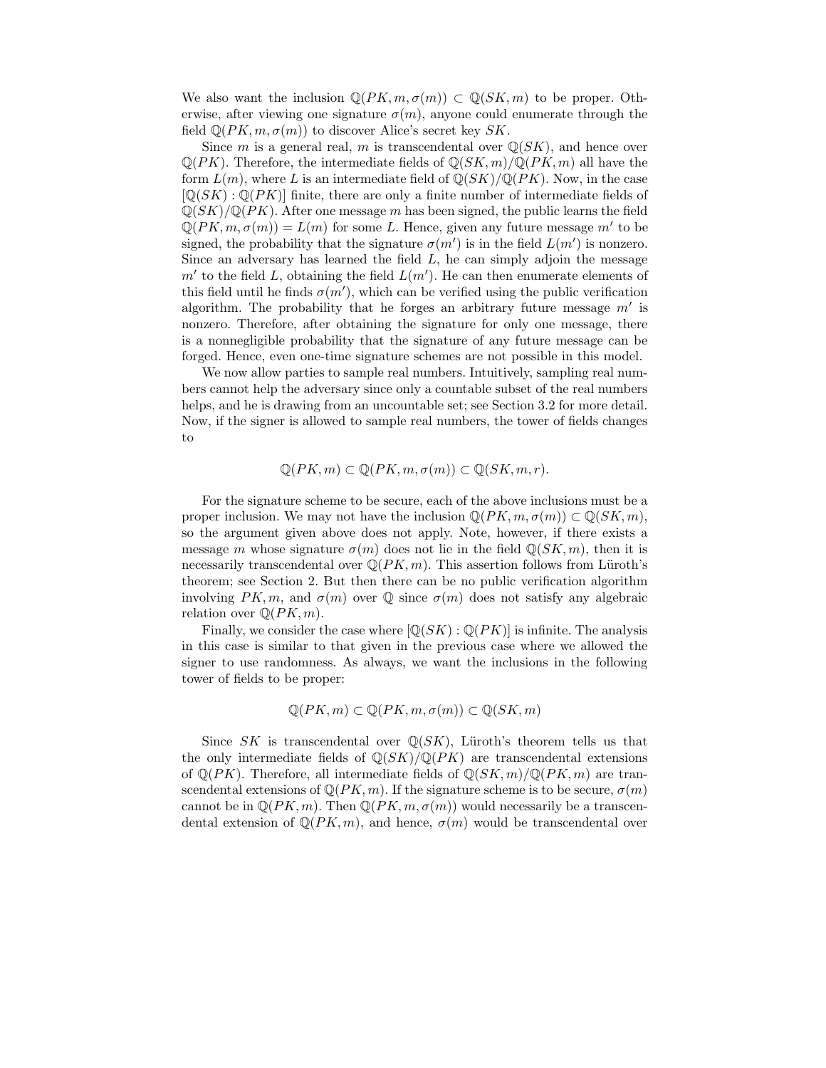We also want the inclusion $\mathbb{Q}(PK, m, \sigma(m)) \subset \mathbb{Q}(SK, m)$ to be proper. Otherwise, after viewing one signature $\sigma(m)$, anyone could enumerate through the field $\mathbb{Q}(PK, m, \sigma(m))$ to discover Alice's secret key $SK$.

Since $m$ is a general real, $m$ is transcendental over $\mathbb{Q}(SK)$, and hence over $\mathbb{Q}(PK)$. Therefore, the intermediate fields of $\mathbb{Q}(SK, m)/\mathbb{Q}(PK, m)$ all have the form $L(m)$, where $L$ is an intermediate field of $\mathbb{Q}(SK)/\mathbb{Q}(PK)$. Now, in the case $[\mathbb{Q}(SK) : \mathbb{Q}(PK)]$ finite, there are only a finite number of intermediate fields of $\mathbb{Q}(SK)/\mathbb{Q}(PK)$. After one message $m$ has been signed, the public learns the field $\mathbb{Q}(PK, m, \sigma(m)) = L(m)$ for some $L$. Hence, given any future message $m'$ to be signed, the probability that the signature $\sigma(m')$ is in the field $L(m')$ is nonzero. Since an adversary has learned the field $L$, he can simply adjoin the message $m'$ to the field $L$, obtaining the field $L(m')$. He can then enumerate elements of this field until he finds $\sigma(m')$, which can be verified using the public verification algorithm. The probability that he forges an arbitrary future message $m'$ is nonzero. Therefore, after obtaining the signature for only one message, there is a nonnegligible probability that the signature of any future message can be forged. Hence, even one-time signature schemes are not possible in this model.

We now allow parties to sample real numbers. Intuitively, sampling real numbers cannot help the adversary since only a countable subset of the real numbers helps, and he is drawing from an uncountable set; see Section 3.2 for more detail. Now, if the signer is allowed to sample real numbers, the tower of fields changes to

$$\mathbb{Q}(PK, m) \subset \mathbb{Q}(PK, m, \sigma(m)) \subset \mathbb{Q}(SK, m, r).$$

For the signature scheme to be secure, each of the above inclusions must be a proper inclusion. We may not have the inclusion $\mathbb{Q}(PK, m, \sigma(m)) \subset \mathbb{Q}(SK, m)$, so the argument given above does not apply. Note, however, if there exists a message $m$ whose signature $\sigma(m)$ does not lie in the field $\mathbb{Q}(SK, m)$, then it is necessarily transcendental over $\mathbb{Q}(PK, m)$. This assertion follows from Lüroth's theorem; see Section 2. But then there can be no public verification algorithm involving $PK, m$, and $\sigma(m)$ over $\mathbb{Q}$ since $\sigma(m)$ does not satisfy any algebraic relation over $\mathbb{Q}(PK, m)$.

Finally, we consider the case where $[\mathbb{Q}(SK) : \mathbb{Q}(PK)]$ is infinite. The analysis in this case is similar to that given in the previous case where we allowed the signer to use randomness. As always, we want the inclusions in the following tower of fields to be proper:

$$\mathbb{Q}(PK, m) \subset \mathbb{Q}(PK, m, \sigma(m)) \subset \mathbb{Q}(SK, m)$$

Since $SK$ is transcendental over $\mathbb{Q}(SK)$, Lüroth's theorem tells us that the only intermediate fields of $\mathbb{Q}(SK)/\mathbb{Q}(PK)$ are transcendental extensions of $\mathbb{Q}(PK)$. Therefore, all intermediate fields of $\mathbb{Q}(SK, m)/\mathbb{Q}(PK, m)$ are transcendental extensions of $\mathbb{Q}(PK, m)$. If the signature scheme is to be secure, $\sigma(m)$ cannot be in $\mathbb{Q}(PK, m)$. Then $\mathbb{Q}(PK, m, \sigma(m))$ would necessarily be a transcendental extension of $\mathbb{Q}(PK, m)$, and hence, $\sigma(m)$ would be transcendental over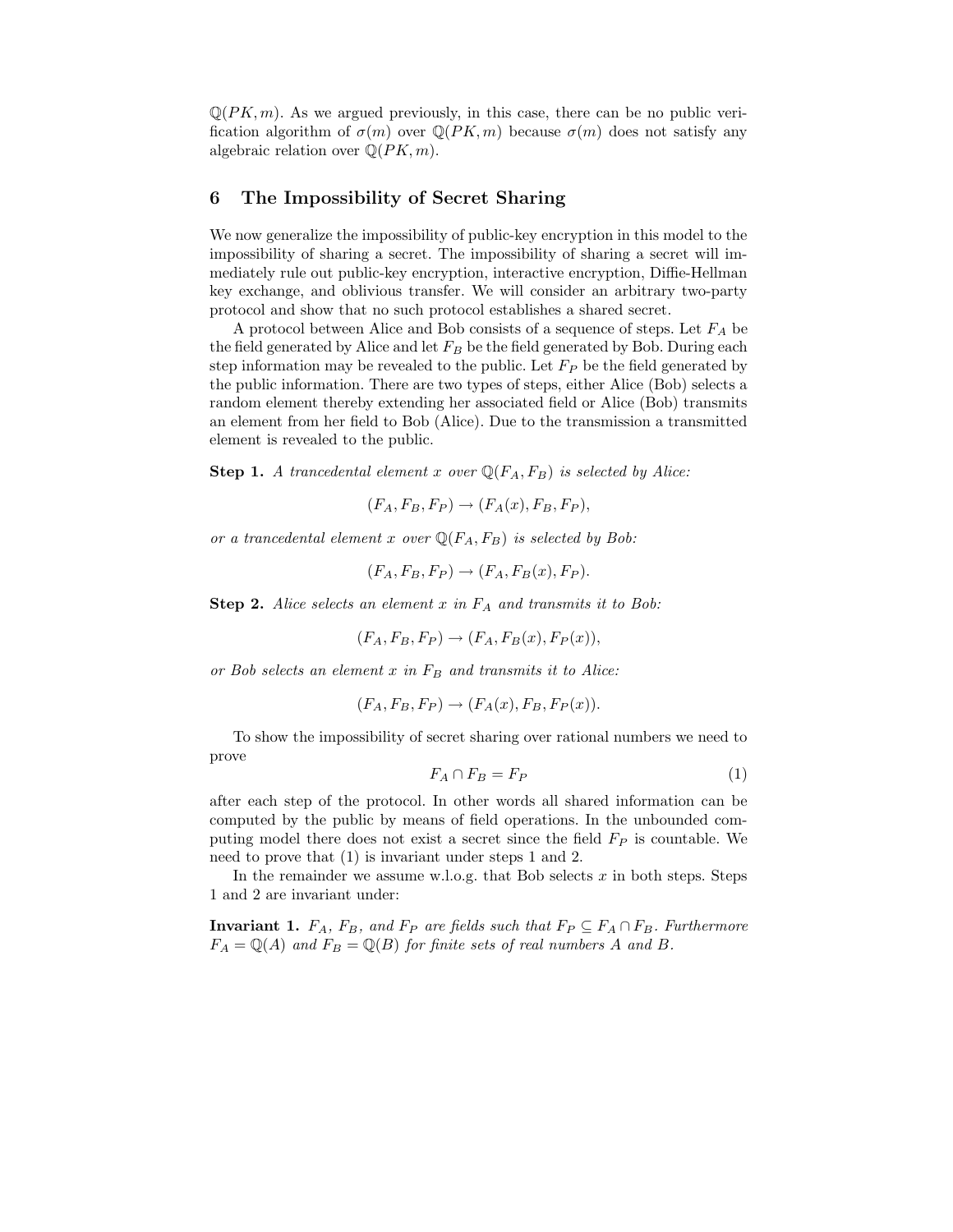$\mathbb{Q}(PK, m)$. As we argued previously, in this case, there can be no public verification algorithm of $\sigma(m)$ over $\mathbb{Q}(PK, m)$ because $\sigma(m)$ does not satisfy any algebraic relation over $\mathbb{Q}(PK, m)$.

## 6 The Impossibility of Secret Sharing

We now generalize the impossibility of public-key encryption in this model to the impossibility of sharing a secret. The impossibility of sharing a secret will immediately rule out public-key encryption, interactive encryption, Diffie-Hellman key exchange, and oblivious transfer. We will consider an arbitrary two-party protocol and show that no such protocol establishes a shared secret.

A protocol between Alice and Bob consists of a sequence of steps. Let $F_A$ be the field generated by Alice and let $F_B$ be the field generated by Bob. During each step information may be revealed to the public. Let $F_P$ be the field generated by the public information. There are two types of steps, either Alice (Bob) selects a random element thereby extending her associated field or Alice (Bob) transmits an element from her field to Bob (Alice). Due to the transmission a transmitted element is revealed to the public.

**Step 1.** *A trancedental element $x$ over $\mathbb{Q}(F_A, F_B)$ is selected by Alice:*

$$(F_A, F_B, F_P) \to (F_A(x), F_B, F_P),$$

*or a trancedental element $x$ over $\mathbb{Q}(F_A, F_B)$ is selected by Bob:*

$$(F_A, F_B, F_P) \to (F_A, F_B(x), F_P).$$

**Step 2.** *Alice selects an element $x$ in $F_A$ and transmits it to Bob:*

$$(F_A, F_B, F_P) \to (F_A, F_B(x), F_P(x)),$$

*or Bob selects an element $x$ in $F_B$ and transmits it to Alice:*

$$(F_A, F_B, F_P) \to (F_A(x), F_B, F_P(x)).$$

To show the impossibility of secret sharing over rational numbers we need to prove

$$F_A \cap F_B = F_P \tag{1}$$

after each step of the protocol. In other words all shared information can be computed by the public by means of field operations. In the unbounded computing model there does not exist a secret since the field $F_P$ is countable. We need to prove that (1) is invariant under steps 1 and 2.

In the remainder we assume w.l.o.g. that Bob selects $x$ in both steps. Steps 1 and 2 are invariant under:

**Invariant 1.** *$F_A$, $F_B$, and $F_P$ are fields such that $F_P \subseteq F_A \cap F_B$. Furthermore $F_A = \mathbb{Q}(A)$ and $F_B = \mathbb{Q}(B)$ for finite sets of real numbers $A$ and $B$.*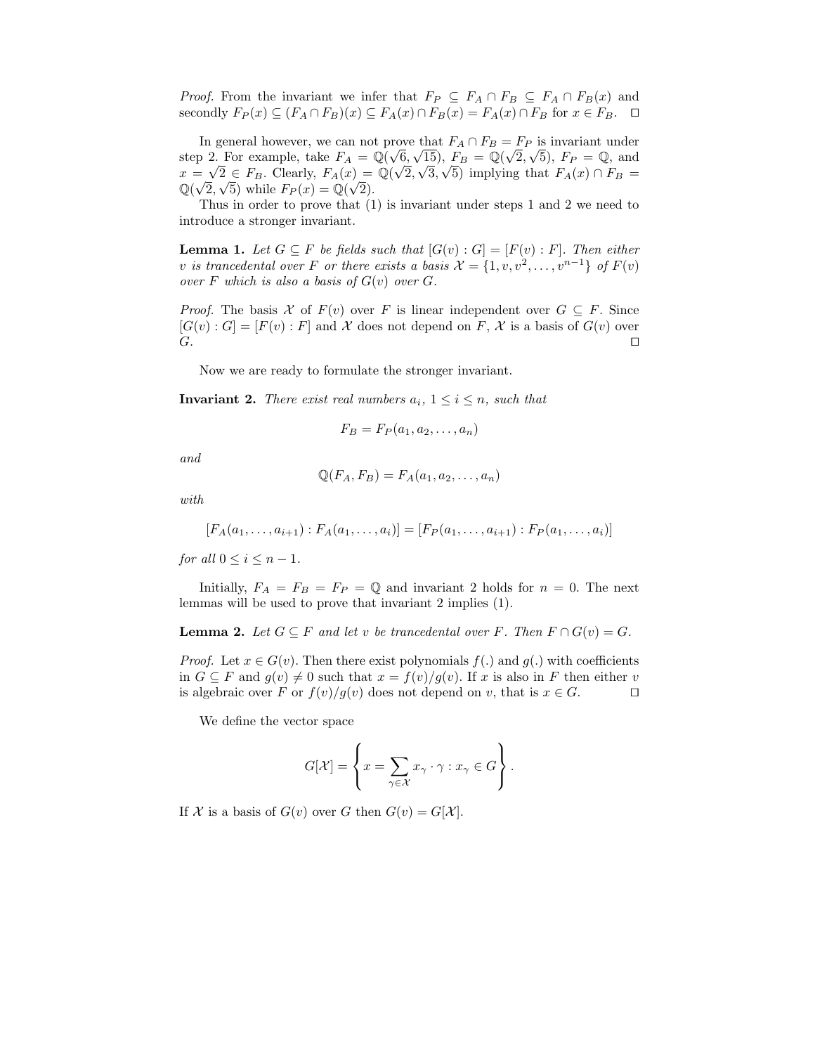*Proof.* From the invariant we infer that $F_P \subseteq F_A \cap F_B \subseteq F_A \cap F_B(x)$ and secondly $F_P(x) \subseteq (F_A \cap F_B)(x) \subseteq F_A(x) \cap F_B(x) = F_A(x) \cap F_B$ for $x \in F_B$. ☐

In general however, we can not prove that $F_A \cap F_B = F_P$ is invariant under step 2. For example, take $F_A = \mathbb{Q}(\sqrt{6}, \sqrt{15})$, $F_B = \mathbb{Q}(\sqrt{2}, \sqrt{5})$, $F_P = \mathbb{Q}$, and $x = \sqrt{2} \in F_B$. Clearly, $F_A(x) = \mathbb{Q}(\sqrt{2}, \sqrt{3}, \sqrt{5})$ implying that $F_A(x) \cap F_B = \mathbb{Q}(\sqrt{2}, \sqrt{5})$ while $F_P(x) = \mathbb{Q}(\sqrt{2})$.

Thus in order to prove that (1) is invariant under steps 1 and 2 we need to introduce a stronger invariant.

**Lemma 1.** *Let $G \subseteq F$ be fields such that $[G(v) : G] = [F(v) : F]$. Then either $v$ is trancedental over $F$ or there exists a basis $\mathcal{X} = \{1, v, v^2, \ldots, v^{n-1}\}$ of $F(v)$ over $F$ which is also a basis of $G(v)$ over $G$.*

*Proof.* The basis $\mathcal{X}$ of $F(v)$ over $F$ is linear independent over $G \subseteq F$. Since $[G(v) : G] = [F(v) : F]$ and $\mathcal{X}$ does not depend on $F$, $\mathcal{X}$ is a basis of $G(v)$ over $G$. ☐

Now we are ready to formulate the stronger invariant.

**Invariant 2.** *There exist real numbers $a_i$, $1 \le i \le n$, such that*

$$F_B = F_P(a_1, a_2, \ldots, a_n)$$

*and*

$$\mathbb{Q}(F_A, F_B) = F_A(a_1, a_2, \ldots, a_n)$$

*with*

$$[F_A(a_1, \ldots, a_{i+1}) : F_A(a_1, \ldots, a_i)] = [F_P(a_1, \ldots, a_{i+1}) : F_P(a_1, \ldots, a_i)]$$

*for all $0 \le i \le n-1$.*

Initially, $F_A = F_B = F_P = \mathbb{Q}$ and invariant 2 holds for $n = 0$. The next lemmas will be used to prove that invariant 2 implies (1).

**Lemma 2.** *Let $G \subseteq F$ and let $v$ be trancedental over $F$. Then $F \cap G(v) = G$.*

*Proof.* Let $x \in G(v)$. Then there exist polynomials $f(.)$ and $g(.)$ with coefficients in $G \subseteq F$ and $g(v) \neq 0$ such that $x = f(v)/g(v)$. If $x$ is also in $F$ then either $v$ is algebraic over $F$ or $f(v)/g(v)$ does not depend on $v$, that is $x \in G$. ☐

We define the vector space

$$G[\mathcal{X}] = \left\{ x = \sum_{\gamma \in \mathcal{X}} x_\gamma \cdot \gamma : x_\gamma \in G \right\}.$$

If $\mathcal{X}$ is a basis of $G(v)$ over $G$ then $G(v) = G[\mathcal{X}]$.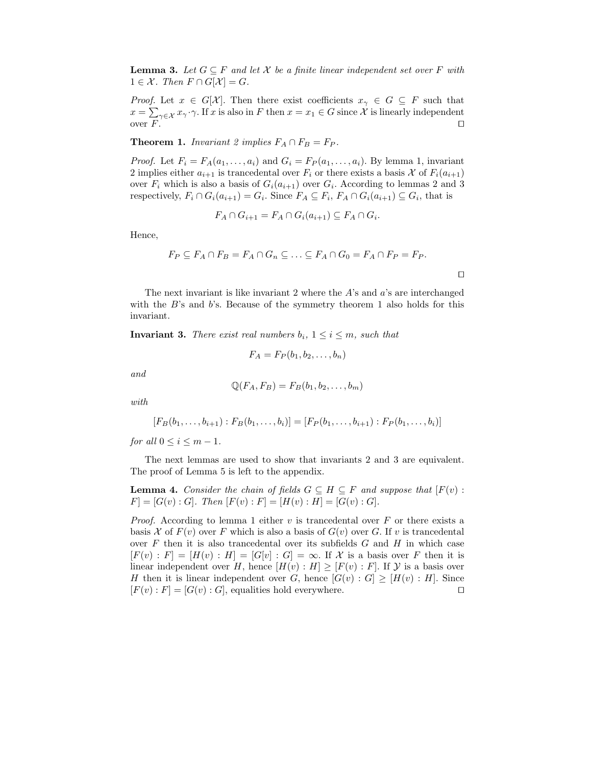**Lemma 3.** *Let $G \subseteq F$ and let $\mathcal{X}$ be a finite linear independent set over $F$ with $1 \in \mathcal{X}$. Then $F \cap G[\mathcal{X}] = G$.*

*Proof.* Let $x \in G[\mathcal{X}]$. Then there exist coefficients $x_\gamma \in G \subseteq F$ such that $x = \sum_{\gamma \in \mathcal{X}} x_\gamma \cdot \gamma$. If $x$ is also in $F$ then $x = x_1 \in G$ since $\mathcal{X}$ is linearly independent over $F$. ◻

**Theorem 1.** *Invariant 2 implies $F_A \cap F_B = F_P$.*

*Proof.* Let $F_i = F_A(a_1, \ldots, a_i)$ and $G_i = F_P(a_1, \ldots, a_i)$. By lemma 1, invariant 2 implies either $a_{i+1}$ is trancedental over $F_i$ or there exists a basis $\mathcal{X}$ of $F_i(a_{i+1})$ over $F_i$ which is also a basis of $G_i(a_{i+1})$ over $G_i$. According to lemmas 2 and 3 respectively, $F_i \cap G_i(a_{i+1}) = G_i$. Since $F_A \subseteq F_i$, $F_A \cap G_i(a_{i+1}) \subseteq G_i$, that is

$$F_A \cap G_{i+1} = F_A \cap G_i(a_{i+1}) \subseteq F_A \cap G_i.$$

Hence,

$$F_P \subseteq F_A \cap F_B = F_A \cap G_n \subseteq \ldots \subseteq F_A \cap G_0 = F_A \cap F_P = F_P.$$

◻

The next invariant is like invariant 2 where the $A$'s and $a$'s are interchanged with the $B$'s and $b$'s. Because of the symmetry theorem 1 also holds for this invariant.

**Invariant 3.** *There exist real numbers $b_i$, $1 \leq i \leq m$, such that*

$$F_A = F_P(b_1, b_2, \ldots, b_n)$$

*and*

$$\mathbb{Q}(F_A, F_B) = F_B(b_1, b_2, \ldots, b_m)$$

*with*

$$[F_B(b_1, \ldots, b_{i+1}) : F_B(b_1, \ldots, b_i)] = [F_P(b_1, \ldots, b_{i+1}) : F_P(b_1, \ldots, b_i)]$$

*for all $0 \leq i \leq m-1$.*

The next lemmas are used to show that invariants 2 and 3 are equivalent. The proof of Lemma 5 is left to the appendix.

**Lemma 4.** *Consider the chain of fields $G \subseteq H \subseteq F$ and suppose that $[F(v) : F] = [G(v) : G]$. Then $[F(v) : F] = [H(v) : H] = [G(v) : G]$.*

*Proof.* According to lemma 1 either $v$ is trancedental over $F$ or there exists a basis $\mathcal{X}$ of $F(v)$ over $F$ which is also a basis of $G(v)$ over $G$. If $v$ is trancedental over $F$ then it is also trancedental over its subfields $G$ and $H$ in which case $[F(v) : F] = [H(v) : H] = [G[v] : G] = \infty$. If $\mathcal{X}$ is a basis over $F$ then it is linear independent over $H$, hence $[H(v) : H] \geq [F(v) : F]$. If $\mathcal{Y}$ is a basis over $H$ then it is linear independent over $G$, hence $[G(v) : G] \geq [H(v) : H]$. Since $[F(v) : F] = [G(v) : G]$, equalities hold everywhere. ◻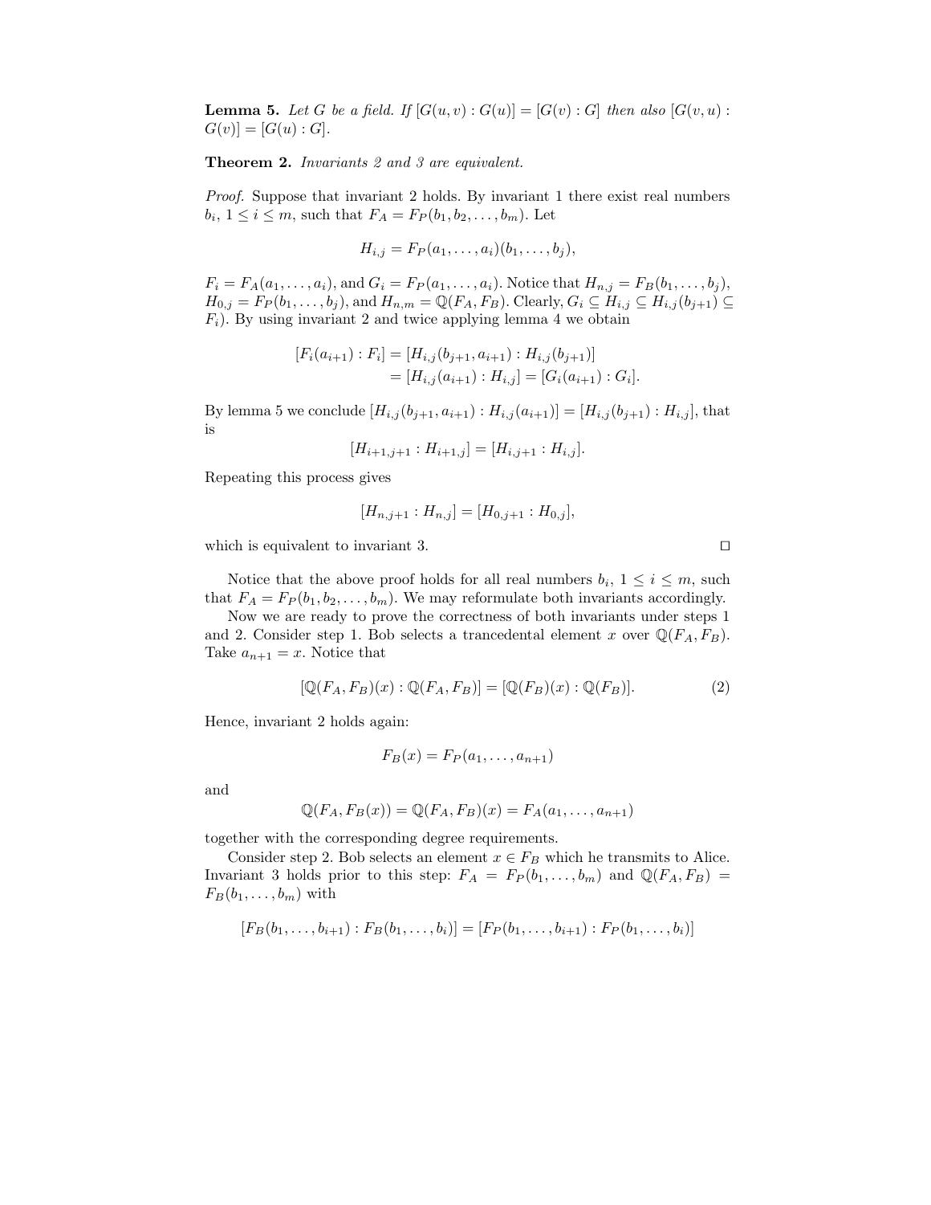**Lemma 5.** *Let $G$ be a field. If $[G(u,v) : G(u)] = [G(v) : G]$ then also $[G(v,u) : G(v)] = [G(u) : G]$.*

**Theorem 2.** *Invariants 2 and 3 are equivalent.*

*Proof.* Suppose that invariant 2 holds. By invariant 1 there exist real numbers $b_i$, $1 \leq i \leq m$, such that $F_A = F_P(b_1, b_2, \ldots, b_m)$. Let

$$H_{i,j} = F_P(a_1, \ldots, a_i)(b_1, \ldots, b_j),$$

$F_i = F_A(a_1, \ldots, a_i)$, and $G_i = F_P(a_1, \ldots, a_i)$. Notice that $H_{n,j} = F_B(b_1, \ldots, b_j)$, $H_{0,j} = F_P(b_1, \ldots, b_j)$, and $H_{n,m} = \mathbb{Q}(F_A, F_B)$. Clearly, $G_i \subseteq H_{i,j} \subseteq H_{i,j}(b_{j+1}) \subseteq F_i$). By using invariant 2 and twice applying lemma 4 we obtain

$$\begin{aligned}
[F_i(a_{i+1}) : F_i] &= [H_{i,j}(b_{j+1}, a_{i+1}) : H_{i,j}(b_{j+1})] \\
&= [H_{i,j}(a_{i+1}) : H_{i,j}] = [G_i(a_{i+1}) : G_i].
\end{aligned}$$

By lemma 5 we conclude $[H_{i,j}(b_{j+1}, a_{i+1}) : H_{i,j}(a_{i+1})] = [H_{i,j}(b_{j+1}) : H_{i,j}]$, that is

$$[H_{i+1,j+1} : H_{i+1,j}] = [H_{i,j+1} : H_{i,j}].$$

Repeating this process gives

$$[H_{n,j+1} : H_{n,j}] = [H_{0,j+1} : H_{0,j}],$$

which is equivalent to invariant 3. $\square$

Notice that the above proof holds for all real numbers $b_i$, $1 \leq i \leq m$, such that $F_A = F_P(b_1, b_2, \ldots, b_m)$. We may reformulate both invariants accordingly.

Now we are ready to prove the correctness of both invariants under steps 1 and 2. Consider step 1. Bob selects a trancedental element $x$ over $\mathbb{Q}(F_A, F_B)$. Take $a_{n+1} = x$. Notice that

$$[\mathbb{Q}(F_A, F_B)(x) : \mathbb{Q}(F_A, F_B)] = [\mathbb{Q}(F_B)(x) : \mathbb{Q}(F_B)]. \tag{2}$$

Hence, invariant 2 holds again:

$$F_B(x) = F_P(a_1, \ldots, a_{n+1})$$

and

$$\mathbb{Q}(F_A, F_B(x)) = \mathbb{Q}(F_A, F_B)(x) = F_A(a_1, \ldots, a_{n+1})$$

together with the corresponding degree requirements.

Consider step 2. Bob selects an element $x \in F_B$ which he transmits to Alice. Invariant 3 holds prior to this step: $F_A = F_P(b_1, \ldots, b_m)$ and $\mathbb{Q}(F_A, F_B) = F_B(b_1, \ldots, b_m)$ with

$$[F_B(b_1, \ldots, b_{i+1}) : F_B(b_1, \ldots, b_i)] = [F_P(b_1, \ldots, b_{i+1}) : F_P(b_1, \ldots, b_i)]$$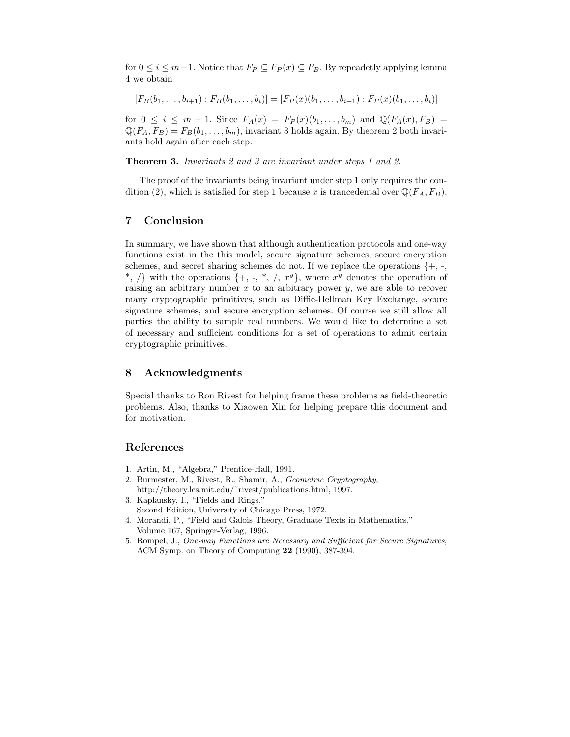for $0 \leq i \leq m-1$. Notice that $F_P \subseteq F_P(x) \subseteq F_B$. By repeadetly applying lemma 4 we obtain

$$[F_B(b_1, \ldots, b_{i+1}) : F_B(b_1, \ldots, b_i)] = [F_P(x)(b_1, \ldots, b_{i+1}) : F_P(x)(b_1, \ldots, b_i)]$$

for $0 \leq i \leq m-1$. Since $F_A(x) = F_P(x)(b_1, \ldots, b_m)$ and $\mathbb{Q}(F_A(x), F_B) = \mathbb{Q}(F_A, F_B) = F_B(b_1, \ldots, b_m)$, invariant 3 holds again. By theorem 2 both invariants hold again after each step.

**Theorem 3.** *Invariants 2 and 3 are invariant under steps 1 and 2.*

The proof of the invariants being invariant under step 1 only requires the condition (2), which is satisfied for step 1 because $x$ is trancedental over $\mathbb{Q}(F_A, F_B)$.

## 7 Conclusion

In summary, we have shown that although authentication protocols and one-way functions exist in the this model, secure signature schemes, secure encryption schemes, and secret sharing schemes do not. If we replace the operations {+, -, *, /} with the operations {+, -, *, /, $x^y$}, where $x^y$ denotes the operation of raising an arbitrary number $x$ to an arbitrary power $y$, we are able to recover many cryptographic primitives, such as Diffie-Hellman Key Exchange, secure signature schemes, and secure encryption schemes. Of course we still allow all parties the ability to sample real numbers. We would like to determine a set of necessary and sufficient conditions for a set of operations to admit certain cryptographic primitives.

## 8 Acknowledgments

Special thanks to Ron Rivest for helping frame these problems as field-theoretic problems. Also, thanks to Xiaowen Xin for helping prepare this document and for motivation.

## References

1. Artin, M., "Algebra," Prentice-Hall, 1991.
2. Burmester, M., Rivest, R., Shamir, A., *Geometric Cryptography*, http://theory.lcs.mit.edu/˜rivest/publications.html, 1997.
3. Kaplansky, I., "Fields and Rings," Second Edition, University of Chicago Press, 1972.
4. Morandi, P., "Field and Galois Theory, Graduate Texts in Mathematics," Volume 167, Springer-Verlag, 1996.
5. Rompel, J., *One-way Functions are Necessary and Sufficient for Secure Signatures*, ACM Symp. on Theory of Computing **22** (1990), 387-394.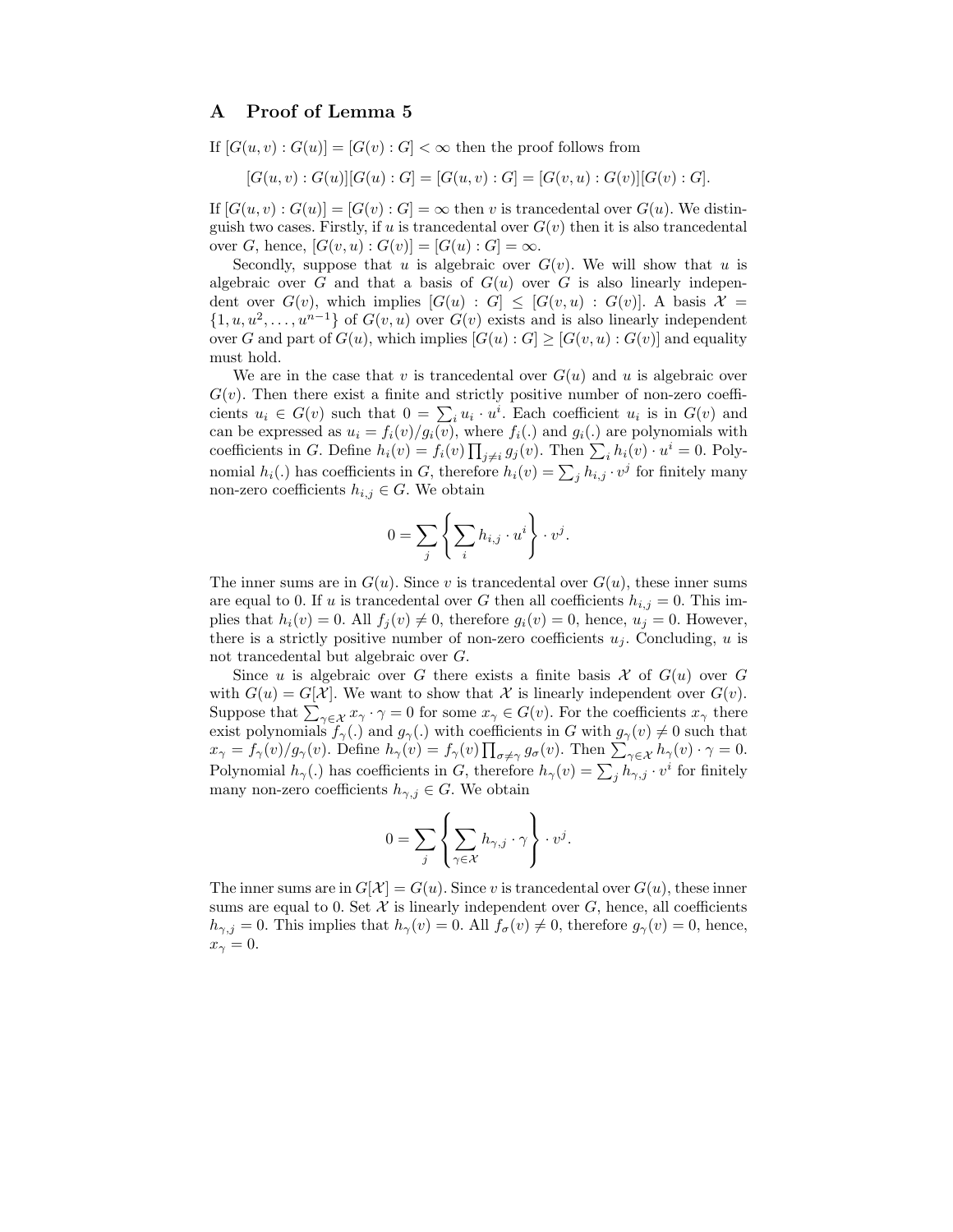## A Proof of Lemma 5

If $[G(u,v) : G(u)] = [G(v) : G] < \infty$ then the proof follows from

$$[G(u,v) : G(u)][G(u) : G] = [G(u,v) : G] = [G(v,u) : G(v)][G(v) : G].$$

If $[G(u,v) : G(u)] = [G(v) : G] = \infty$ then $v$ is trancedental over $G(u)$. We distinguish two cases. Firstly, if $u$ is trancedental over $G(v)$ then it is also trancedental over $G$, hence, $[G(v,u) : G(v)] = [G(u) : G] = \infty$.

Secondly, suppose that $u$ is algebraic over $G(v)$. We will show that $u$ is algebraic over $G$ and that a basis of $G(u)$ over $G$ is also linearly independent over $G(v)$, which implies $[G(u) : G] \leq [G(v,u) : G(v)]$. A basis $\mathcal{X} = \{1, u, u^2, \ldots, u^{n-1}\}$ of $G(v,u)$ over $G(v)$ exists and is also linearly independent over $G$ and part of $G(u)$, which implies $[G(u) : G] \geq [G(v,u) : G(v)]$ and equality must hold.

We are in the case that $v$ is trancedental over $G(u)$ and $u$ is algebraic over $G(v)$. Then there exist a finite and strictly positive number of non-zero coefficients $u_i \in G(v)$ such that $0 = \sum_i u_i \cdot u^i$. Each coefficient $u_i$ is in $G(v)$ and can be expressed as $u_i = f_i(v)/g_i(v)$, where $f_i(.)$ and $g_i(.)$ are polynomials with coefficients in $G$. Define $h_i(v) = f_i(v) \prod_{j \neq i} g_j(v)$. Then $\sum_i h_i(v) \cdot u^i = 0$. Polynomial $h_i(.)$ has coefficients in $G$, therefore $h_i(v) = \sum_j h_{i,j} \cdot v^j$ for finitely many non-zero coefficients $h_{i,j} \in G$. We obtain

$$0 = \sum_j \left\{ \sum_i h_{i,j} \cdot u^i \right\} \cdot v^j.$$

The inner sums are in $G(u)$. Since $v$ is trancedental over $G(u)$, these inner sums are equal to 0. If $u$ is trancedental over $G$ then all coefficients $h_{i,j} = 0$. This implies that $h_i(v) = 0$. All $f_j(v) \neq 0$, therefore $g_i(v) = 0$, hence, $u_j = 0$. However, there is a strictly positive number of non-zero coefficients $u_j$. Concluding, $u$ is not trancedental but algebraic over $G$.

Since $u$ is algebraic over $G$ there exists a finite basis $\mathcal{X}$ of $G(u)$ over $G$ with $G(u) = G[\mathcal{X}]$. We want to show that $\mathcal{X}$ is linearly independent over $G(v)$. Suppose that $\sum_{\gamma \in \mathcal{X}} x_\gamma \cdot \gamma = 0$ for some $x_\gamma \in G(v)$. For the coefficients $x_\gamma$ there exist polynomials $f_\gamma(.)$ and $g_\gamma(.)$ with coefficients in $G$ with $g_\gamma(v) \neq 0$ such that $x_\gamma = f_\gamma(v)/g_\gamma(v)$. Define $h_\gamma(v) = f_\gamma(v) \prod_{\sigma \neq \gamma} g_\sigma(v)$. Then $\sum_{\gamma \in \mathcal{X}} h_\gamma(v) \cdot \gamma = 0$. Polynomial $h_\gamma(.)$ has coefficients in $G$, therefore $h_\gamma(v) = \sum_j h_{\gamma,j} \cdot v^i$ for finitely many non-zero coefficients $h_{\gamma,j} \in G$. We obtain

$$0 = \sum_j \left\{ \sum_{\gamma \in \mathcal{X}} h_{\gamma,j} \cdot \gamma \right\} \cdot v^j.$$

The inner sums are in $G[\mathcal{X}] = G(u)$. Since $v$ is trancedental over $G(u)$, these inner sums are equal to 0. Set $\mathcal{X}$ is linearly independent over $G$, hence, all coefficients $h_{\gamma,j} = 0$. This implies that $h_\gamma(v) = 0$. All $f_\sigma(v) \neq 0$, therefore $g_\gamma(v) = 0$, hence, $x_\gamma = 0$.